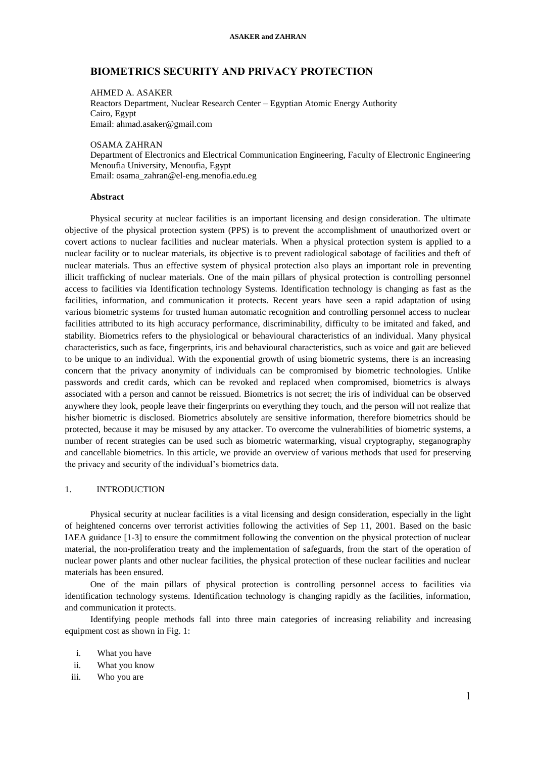# BIOMETRICS SECURITY AND PRIVACY PROTECTION

AHMED A. ASAKER
Reactors Department, Nuclear Research Center – Egyptian Atomic Energy Authority
Cairo, Egypt
Email: ahmad.asaker@gmail.com

OSAMA ZAHRAN
Department of Electronics and Electrical Communication Engineering, Faculty of Electronic Engineering
Menoufia University, Menoufia, Egypt
Email: osama_zahran@el-eng.menofia.edu.eg

**Abstract**

Physical security at nuclear facilities is an important licensing and design consideration. The ultimate objective of the physical protection system (PPS) is to prevent the accomplishment of unauthorized overt or covert actions to nuclear facilities and nuclear materials. When a physical protection system is applied to a nuclear facility or to nuclear materials, its objective is to prevent radiological sabotage of facilities and theft of nuclear materials. Thus an effective system of physical protection also plays an important role in preventing illicit trafficking of nuclear materials. One of the main pillars of physical protection is controlling personnel access to facilities via Identification technology Systems. Identification technology is changing as fast as the facilities, information, and communication it protects. Recent years have seen a rapid adaptation of using various biometric systems for trusted human automatic recognition and controlling personnel access to nuclear facilities attributed to its high accuracy performance, discriminability, difficulty to be imitated and faked, and stability. Biometrics refers to the physiological or behavioural characteristics of an individual. Many physical characteristics, such as face, fingerprints, iris and behavioural characteristics, such as voice and gait are believed to be unique to an individual. With the exponential growth of using biometric systems, there is an increasing concern that the privacy anonymity of individuals can be compromised by biometric technologies. Unlike passwords and credit cards, which can be revoked and replaced when compromised, biometrics is always associated with a person and cannot be reissued. Biometrics is not secret; the iris of individual can be observed anywhere they look, people leave their fingerprints on everything they touch, and the person will not realize that his/her biometric is disclosed. Biometrics absolutely are sensitive information, therefore biometrics should be protected, because it may be misused by any attacker. To overcome the vulnerabilities of biometric systems, a number of recent strategies can be used such as biometric watermarking, visual cryptography, steganography and cancellable biometrics. In this article, we provide an overview of various methods that used for preserving the privacy and security of the individual's biometrics data.

## 1. INTRODUCTION

Physical security at nuclear facilities is a vital licensing and design consideration, especially in the light of heightened concerns over terrorist activities following the activities of Sep 11, 2001. Based on the basic IAEA guidance [1-3] to ensure the commitment following the convention on the physical protection of nuclear material, the non-proliferation treaty and the implementation of safeguards, from the start of the operation of nuclear power plants and other nuclear facilities, the physical protection of these nuclear facilities and nuclear materials has been ensured.

One of the main pillars of physical protection is controlling personnel access to facilities via identification technology systems. Identification technology is changing rapidly as the facilities, information, and communication it protects.

Identifying people methods fall into three main categories of increasing reliability and increasing equipment cost as shown in Fig. 1:

i. What you have
ii. What you know
iii. Who you are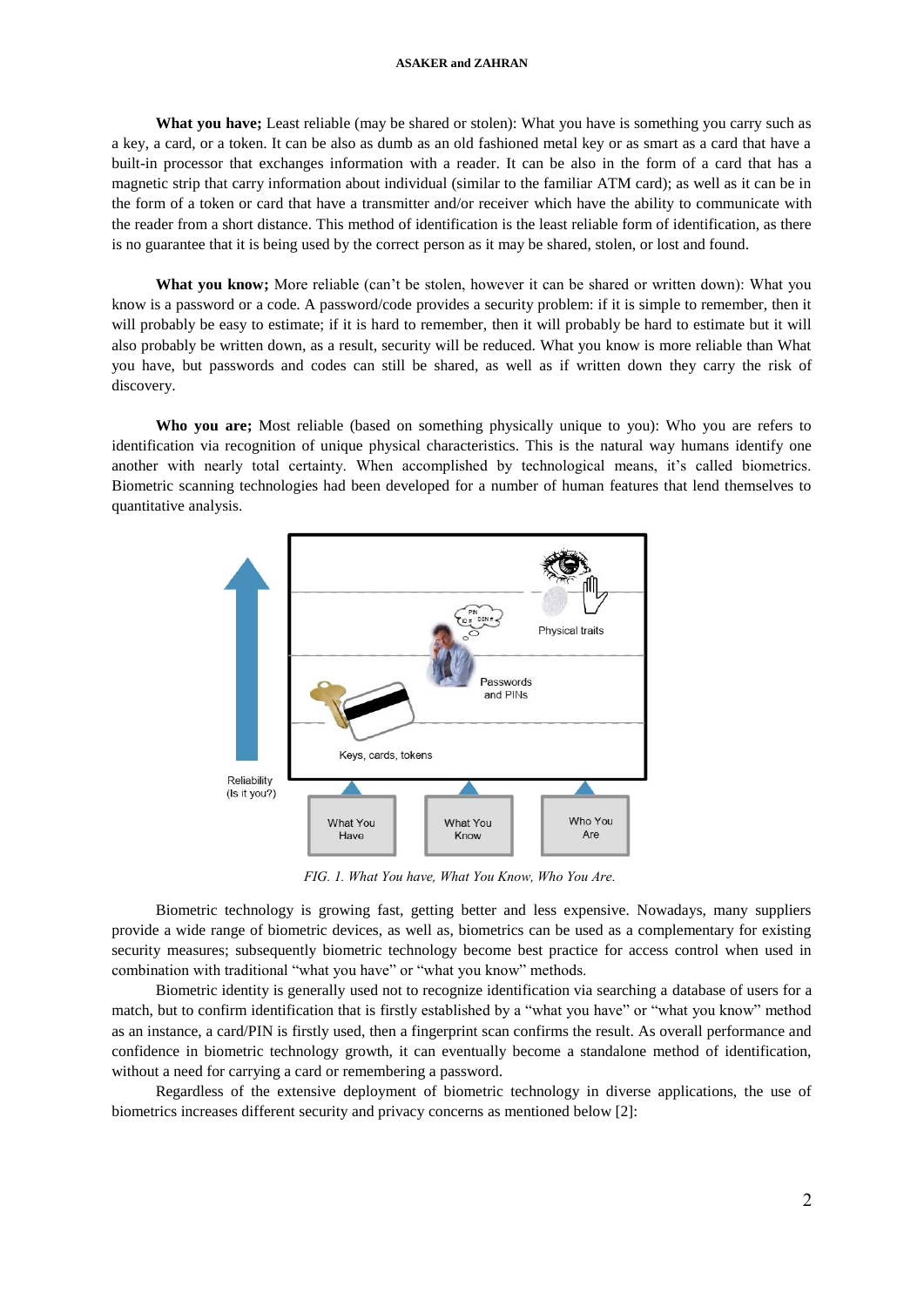**What you have;** Least reliable (may be shared or stolen): What you have is something you carry such as a key, a card, or a token. It can be also as dumb as an old fashioned metal key or as smart as a card that have a built-in processor that exchanges information with a reader. It can be also in the form of a card that has a magnetic strip that carry information about individual (similar to the familiar ATM card); as well as it can be in the form of a token or card that have a transmitter and/or receiver which have the ability to communicate with the reader from a short distance. This method of identification is the least reliable form of identification, as there is no guarantee that it is being used by the correct person as it may be shared, stolen, or lost and found.

**What you know;** More reliable (can't be stolen, however it can be shared or written down): What you know is a password or a code. A password/code provides a security problem: if it is simple to remember, then it will probably be easy to estimate; if it is hard to remember, then it will probably be hard to estimate but it will also probably be written down, as a result, security will be reduced. What you know is more reliable than What you have, but passwords and codes can still be shared, as well as if written down they carry the risk of discovery.

**Who you are;** Most reliable (based on something physically unique to you): Who you are refers to identification via recognition of unique physical characteristics. This is the natural way humans identify one another with nearly total certainty. When accomplished by technological means, it's called biometrics. Biometric scanning technologies had been developed for a number of human features that lend themselves to quantitative analysis.

*FIG. 1. What You have, What You Know, Who You Are.*

Biometric technology is growing fast, getting better and less expensive. Nowadays, many suppliers provide a wide range of biometric devices, as well as, biometrics can be used as a complementary for existing security measures; subsequently biometric technology become best practice for access control when used in combination with traditional "what you have" or "what you know" methods.

Biometric identity is generally used not to recognize identification via searching a database of users for a match, but to confirm identification that is firstly established by a "what you have" or "what you know" method as an instance, a card/PIN is firstly used, then a fingerprint scan confirms the result. As overall performance and confidence in biometric technology growth, it can eventually become a standalone method of identification, without a need for carrying a card or remembering a password.

Regardless of the extensive deployment of biometric technology in diverse applications, the use of biometrics increases different security and privacy concerns as mentioned below [2]: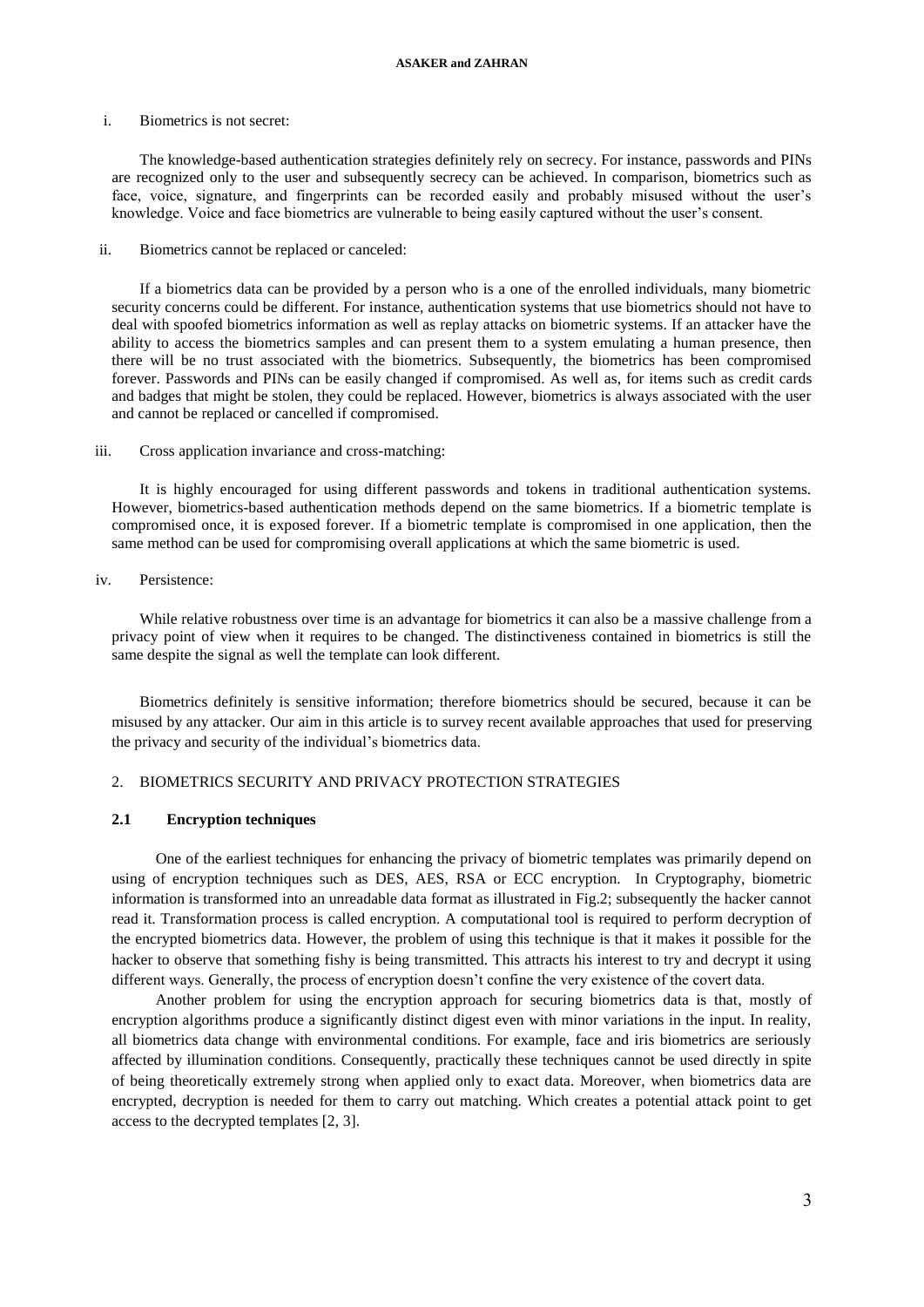i. Biometrics is not secret:

The knowledge-based authentication strategies definitely rely on secrecy. For instance, passwords and PINs are recognized only to the user and subsequently secrecy can be achieved. In comparison, biometrics such as face, voice, signature, and fingerprints can be recorded easily and probably misused without the user's knowledge. Voice and face biometrics are vulnerable to being easily captured without the user's consent.

ii. Biometrics cannot be replaced or canceled:

If a biometrics data can be provided by a person who is a one of the enrolled individuals, many biometric security concerns could be different. For instance, authentication systems that use biometrics should not have to deal with spoofed biometrics information as well as replay attacks on biometric systems. If an attacker have the ability to access the biometrics samples and can present them to a system emulating a human presence, then there will be no trust associated with the biometrics. Subsequently, the biometrics has been compromised forever. Passwords and PINs can be easily changed if compromised. As well as, for items such as credit cards and badges that might be stolen, they could be replaced. However, biometrics is always associated with the user and cannot be replaced or cancelled if compromised.

iii. Cross application invariance and cross-matching:

It is highly encouraged for using different passwords and tokens in traditional authentication systems. However, biometrics-based authentication methods depend on the same biometrics. If a biometric template is compromised once, it is exposed forever. If a biometric template is compromised in one application, then the same method can be used for compromising overall applications at which the same biometric is used.

iv. Persistence:

While relative robustness over time is an advantage for biometrics it can also be a massive challenge from a privacy point of view when it requires to be changed. The distinctiveness contained in biometrics is still the same despite the signal as well the template can look different.

Biometrics definitely is sensitive information; therefore biometrics should be secured, because it can be misused by any attacker. Our aim in this article is to survey recent available approaches that used for preserving the privacy and security of the individual's biometrics data.

## 2. BIOMETRICS SECURITY AND PRIVACY PROTECTION STRATEGIES

### 2.1 Encryption techniques

One of the earliest techniques for enhancing the privacy of biometric templates was primarily depend on using of encryption techniques such as DES, AES, RSA or ECC encryption. In Cryptography, biometric information is transformed into an unreadable data format as illustrated in Fig.2; subsequently the hacker cannot read it. Transformation process is called encryption. A computational tool is required to perform decryption of the encrypted biometrics data. However, the problem of using this technique is that it makes it possible for the hacker to observe that something fishy is being transmitted. This attracts his interest to try and decrypt it using different ways. Generally, the process of encryption doesn't confine the very existence of the covert data.

Another problem for using the encryption approach for securing biometrics data is that, mostly of encryption algorithms produce a significantly distinct digest even with minor variations in the input. In reality, all biometrics data change with environmental conditions. For example, face and iris biometrics are seriously affected by illumination conditions. Consequently, practically these techniques cannot be used directly in spite of being theoretically extremely strong when applied only to exact data. Moreover, when biometrics data are encrypted, decryption is needed for them to carry out matching. Which creates a potential attack point to get access to the decrypted templates [2, 3].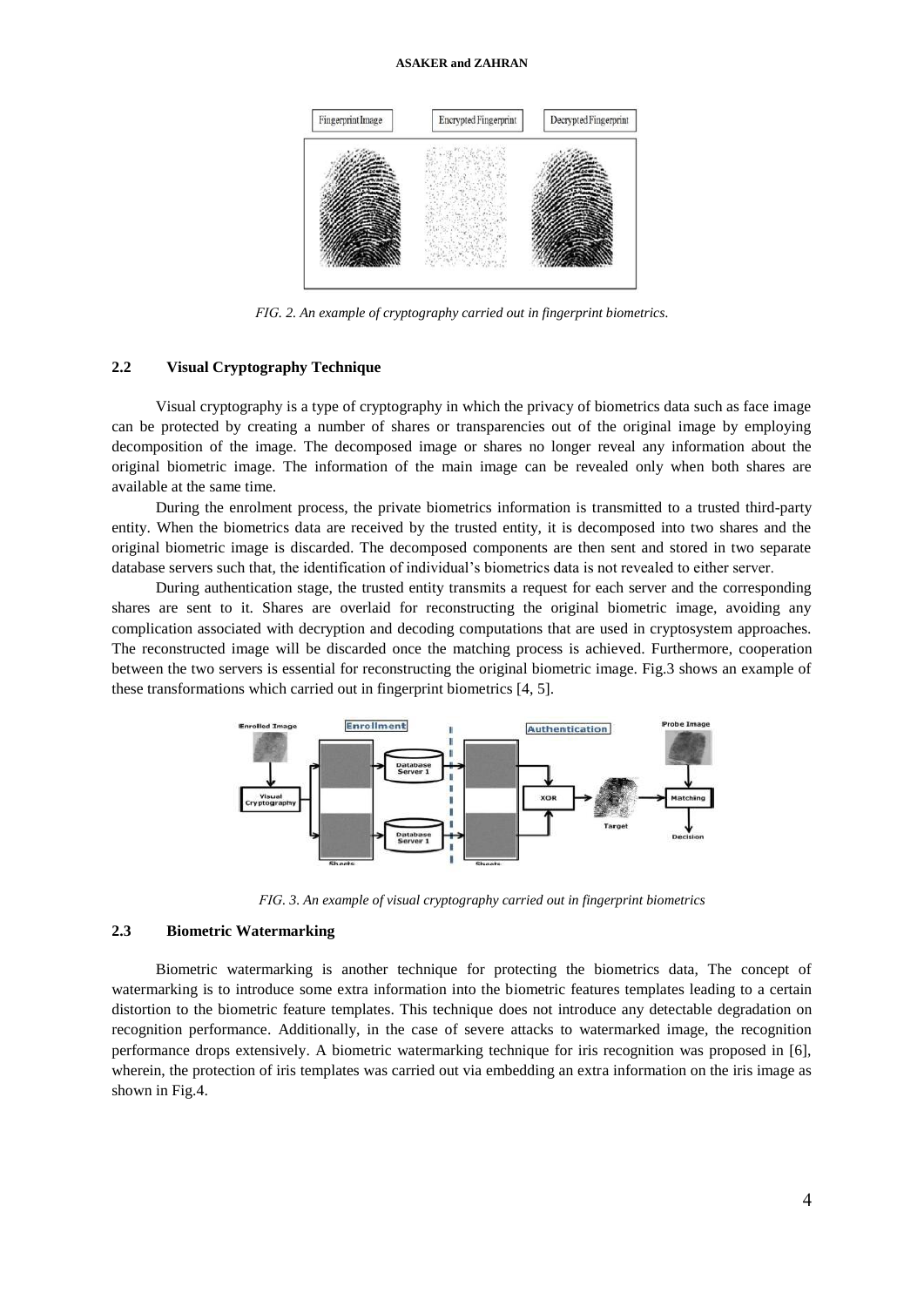FIG. 2. *An example of cryptography carried out in fingerprint biometrics.*

### 2.2 Visual Cryptography Technique

Visual cryptography is a type of cryptography in which the privacy of biometrics data such as face image can be protected by creating a number of shares or transparencies out of the original image by employing decomposition of the image. The decomposed image or shares no longer reveal any information about the original biometric image. The information of the main image can be revealed only when both shares are available at the same time.

During the enrolment process, the private biometrics information is transmitted to a trusted third-party entity. When the biometrics data are received by the trusted entity, it is decomposed into two shares and the original biometric image is discarded. The decomposed components are then sent and stored in two separate database servers such that, the identification of individual's biometrics data is not revealed to either server.

During authentication stage, the trusted entity transmits a request for each server and the corresponding shares are sent to it. Shares are overlaid for reconstructing the original biometric image, avoiding any complication associated with decryption and decoding computations that are used in cryptosystem approaches. The reconstructed image will be discarded once the matching process is achieved. Furthermore, cooperation between the two servers is essential for reconstructing the original biometric image. Fig.3 shows an example of these transformations which carried out in fingerprint biometrics [4, 5].

*FIG. 3. An example of visual cryptography carried out in fingerprint biometrics*

### 2.3 Biometric Watermarking

Biometric watermarking is another technique for protecting the biometrics data, The concept of watermarking is to introduce some extra information into the biometric features templates leading to a certain distortion to the biometric feature templates. This technique does not introduce any detectable degradation on recognition performance. Additionally, in the case of severe attacks to watermarked image, the recognition performance drops extensively. A biometric watermarking technique for iris recognition was proposed in [6], wherein, the protection of iris templates was carried out via embedding an extra information on the iris image as shown in Fig.4.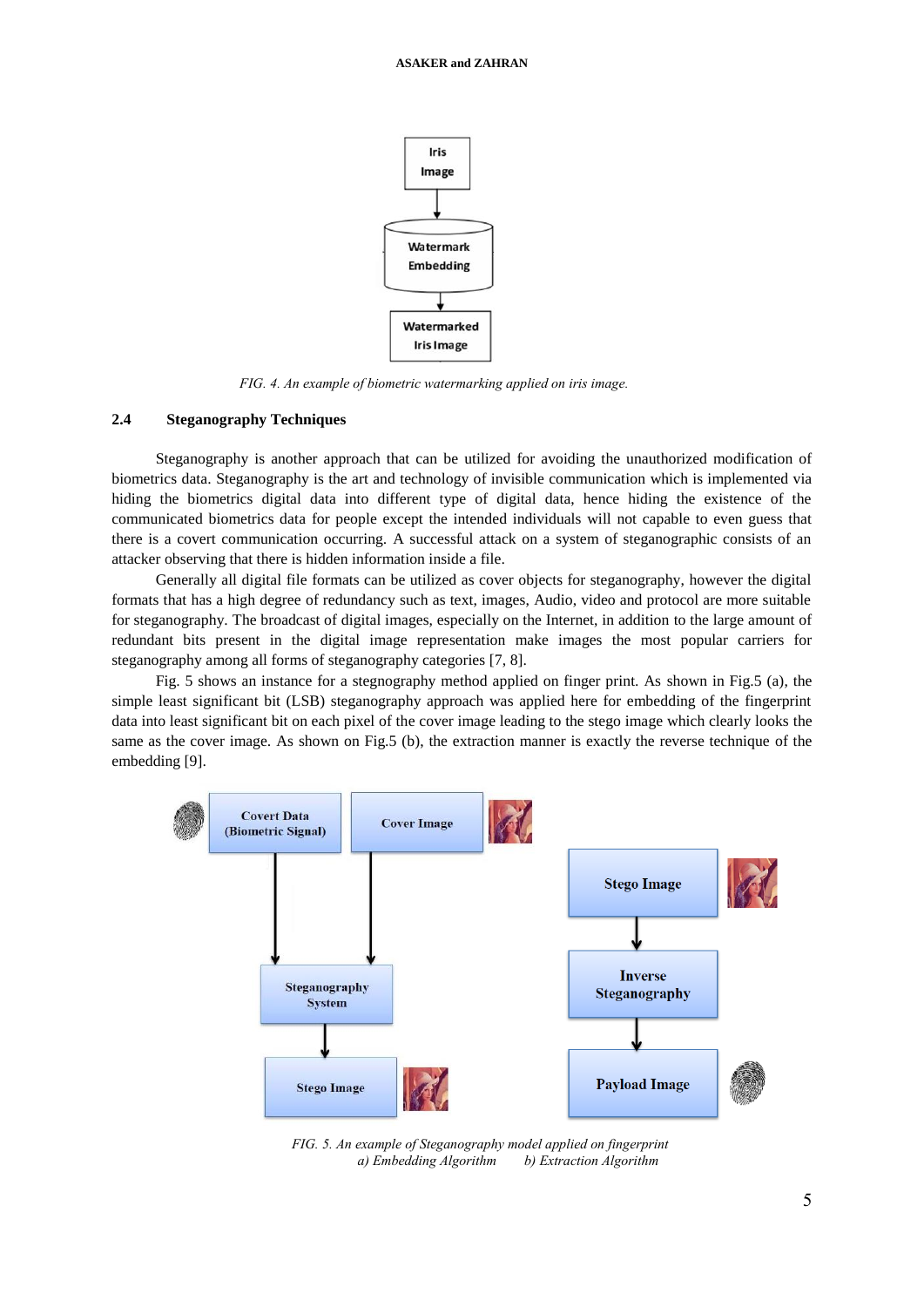FIG. 4. *An example of biometric watermarking applied on iris image.*

### 2.4 Steganography Techniques

Steganography is another approach that can be utilized for avoiding the unauthorized modification of biometrics data. Steganography is the art and technology of invisible communication which is implemented via hiding the biometrics digital data into different type of digital data, hence hiding the existence of the communicated biometrics data for people except the intended individuals will not capable to even guess that there is a covert communication occurring. A successful attack on a system of steganographic consists of an attacker observing that there is hidden information inside a file.

Generally all digital file formats can be utilized as cover objects for steganography, however the digital formats that has a high degree of redundancy such as text, images, Audio, video and protocol are more suitable for steganography. The broadcast of digital images, especially on the Internet, in addition to the large amount of redundant bits present in the digital image representation make images the most popular carriers for steganography among all forms of steganography categories [7, 8].

Fig. 5 shows an instance for a stegnography method applied on finger print. As shown in Fig.5 (a), the simple least significant bit (LSB) steganography approach was applied here for embedding of the fingerprint data into least significant bit on each pixel of the cover image leading to the stego image which clearly looks the same as the cover image. As shown on Fig.5 (b), the extraction manner is exactly the reverse technique of the embedding [9].

*FIG. 5. An example of Steganography model applied on fingerprint*
*a) Embedding Algorithm     b) Extraction Algorithm*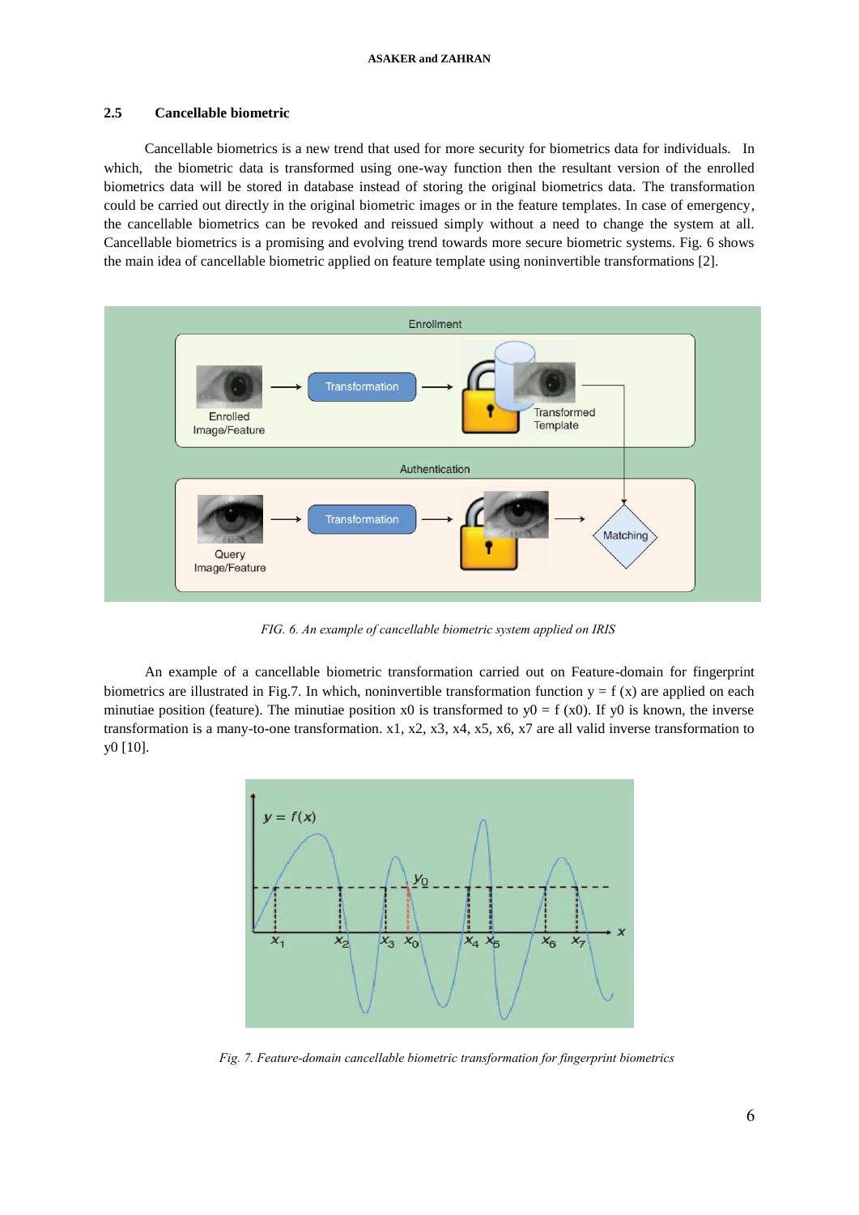### 2.5 Cancellable biometric

Cancellable biometrics is a new trend that used for more security for biometrics data for individuals. In which, the biometric data is transformed using one-way function then the resultant version of the enrolled biometrics data will be stored in database instead of storing the original biometrics data. The transformation could be carried out directly in the original biometric images or in the feature templates. In case of emergency, the cancellable biometrics can be revoked and reissued simply without a need to change the system at all. Cancellable biometrics is a promising and evolving trend towards more secure biometric systems. Fig. 6 shows the main idea of cancellable biometric applied on feature template using noninvertible transformations [2].

*FIG. 6. An example of cancellable biometric system applied on IRIS*

An example of a cancellable biometric transformation carried out on Feature-domain for fingerprint biometrics are illustrated in Fig.7. In which, noninvertible transformation function y = f (x) are applied on each minutiae position (feature). The minutiae position x0 is transformed to y0 = f (x0). If y0 is known, the inverse transformation is a many-to-one transformation. x1, x2, x3, x4, x5, x6, x7 are all valid inverse transformation to y0 [10].

*Fig. 7. Feature-domain cancellable biometric transformation for fingerprint biometrics*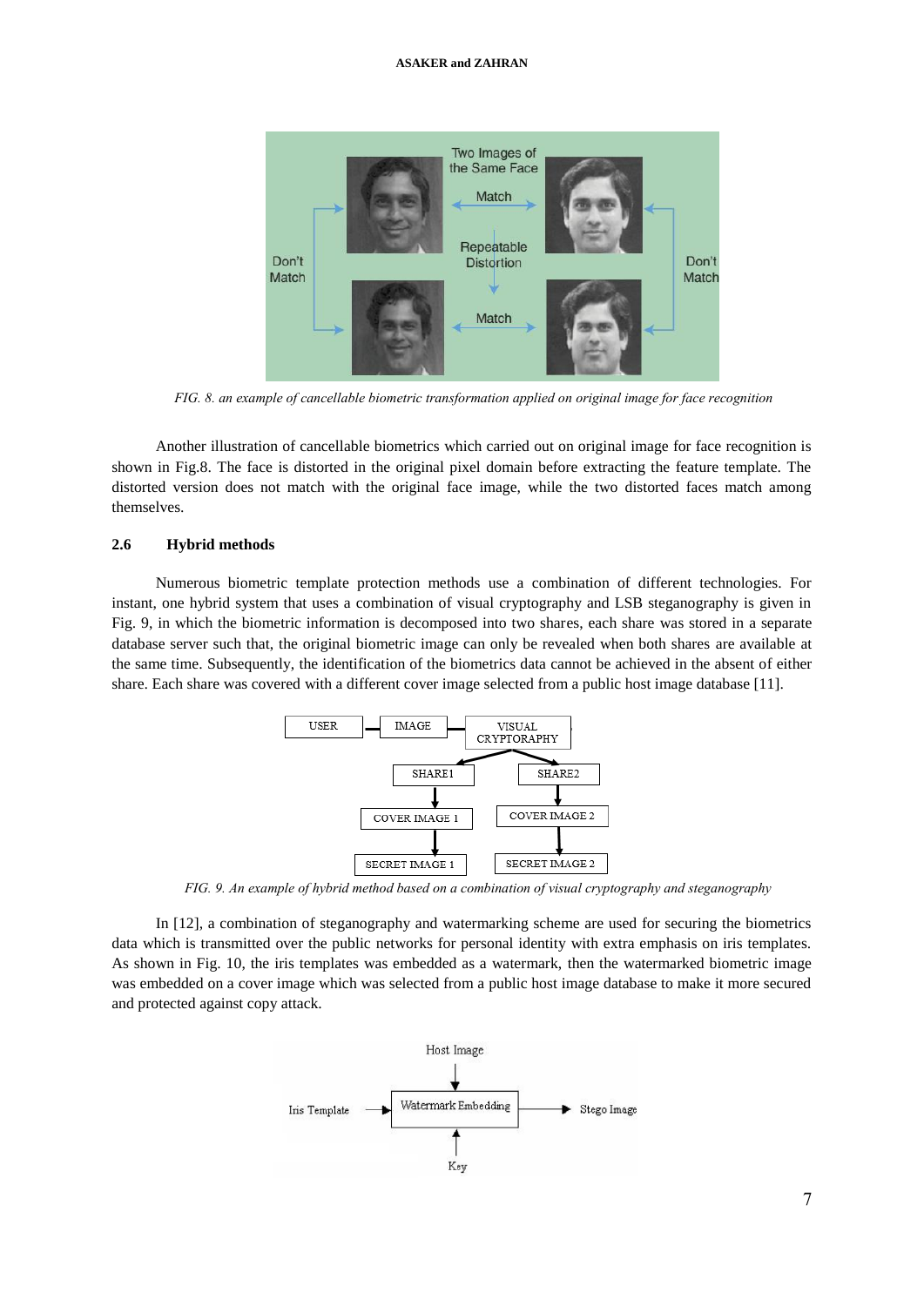*FIG. 8. an example of cancellable biometric transformation applied on original image for face recognition*

Another illustration of cancellable biometrics which carried out on original image for face recognition is shown in Fig.8. The face is distorted in the original pixel domain before extracting the feature template. The distorted version does not match with the original face image, while the two distorted faces match among themselves.

### 2.6 Hybrid methods

Numerous biometric template protection methods use a combination of different technologies. For instant, one hybrid system that uses a combination of visual cryptography and LSB steganography is given in Fig. 9, in which the biometric information is decomposed into two shares, each share was stored in a separate database server such that, the original biometric image can only be revealed when both shares are available at the same time. Subsequently, the identification of the biometrics data cannot be achieved in the absence of either share. Each share was covered with a different cover image selected from a public host image database [11].

*FIG. 9. An example of hybrid method based on a combination of visual cryptography and steganography*

In [12], a combination of steganography and watermarking scheme are used for securing the biometrics data which is transmitted over the public networks for personal identity with extra emphasis on iris templates. As shown in Fig. 10, the iris templates was embedded as a watermark, then the watermarked biometric image was embedded on a cover image which was selected from a public host image database to make it more secured and protected against copy attack.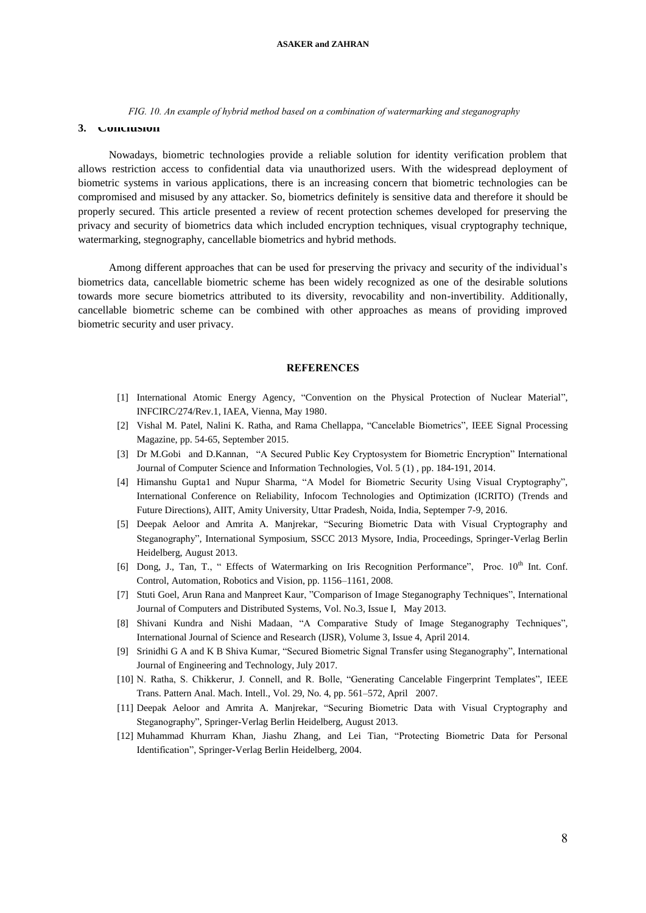*FIG. 10. An example of hybrid method based on a combination of watermarking and steganography*

## 3. Conclusion

Nowadays, biometric technologies provide a reliable solution for identity verification problem that allows restriction access to confidential data via unauthorized users. With the widespread deployment of biometric systems in various applications, there is an increasing concern that biometric technologies can be compromised and misused by any attacker. So, biometrics definitely is sensitive data and therefore it should be properly secured. This article presented a review of recent protection schemes developed for preserving the privacy and security of biometrics data which included encryption techniques, visual cryptography technique, watermarking, stegnography, cancellable biometrics and hybrid methods.

Among different approaches that can be used for preserving the privacy and security of the individual's biometrics data, cancellable biometric scheme has been widely recognized as one of the desirable solutions towards more secure biometrics attributed to its diversity, revocability and non-invertibility. Additionally, cancellable biometric scheme can be combined with other approaches as means of providing improved biometric security and user privacy.

## REFERENCES

[1] International Atomic Energy Agency, "Convention on the Physical Protection of Nuclear Material", INFCIRC/274/Rev.1, IAEA, Vienna, May 1980.

[2] Vishal M. Patel, Nalini K. Ratha, and Rama Chellappa, "Cancelable Biometrics", IEEE Signal Processing Magazine, pp. 54-65, September 2015.

[3] Dr M.Gobi and D.Kannan, "A Secured Public Key Cryptosystem for Biometric Encryption" International Journal of Computer Science and Information Technologies, Vol. 5 (1) , pp. 184-191, 2014.

[4] Himanshu Gupta1 and Nupur Sharma, "A Model for Biometric Security Using Visual Cryptography", International Conference on Reliability, Infocom Technologies and Optimization (ICRITO) (Trends and Future Directions), AIIT, Amity University, Uttar Pradesh, Noida, India, Septemper 7-9, 2016.

[5] Deepak Aeloor and Amrita A. Manjrekar, "Securing Biometric Data with Visual Cryptography and Steganography", International Symposium, SSCC 2013 Mysore, India, Proceedings, Springer-Verlag Berlin Heidelberg, August 2013.

[6] Dong, J., Tan, T., " Effects of Watermarking on Iris Recognition Performance", Proc. 10th Int. Conf. Control, Automation, Robotics and Vision, pp. 1156–1161, 2008.

[7] Stuti Goel, Arun Rana and Manpreet Kaur, "Comparison of Image Steganography Techniques", International Journal of Computers and Distributed Systems, Vol. No.3, Issue I, May 2013.

[8] Shivani Kundra and Nishi Madaan, "A Comparative Study of Image Steganography Techniques", International Journal of Science and Research (IJSR), Volume 3, Issue 4, April 2014.

[9] Srinidhi G A and K B Shiva Kumar, "Secured Biometric Signal Transfer using Steganography", International Journal of Engineering and Technology, July 2017.

[10] N. Ratha, S. Chikkerur, J. Connell, and R. Bolle, "Generating Cancelable Fingerprint Templates", IEEE Trans. Pattern Anal. Mach. Intell., Vol. 29, No. 4, pp. 561–572, April 2007.

[11] Deepak Aeloor and Amrita A. Manjrekar, "Securing Biometric Data with Visual Cryptography and Steganography", Springer-Verlag Berlin Heidelberg, August 2013.

[12] Muhammad Khurram Khan, Jiashu Zhang, and Lei Tian, "Protecting Biometric Data for Personal Identification", Springer-Verlag Berlin Heidelberg, 2004.